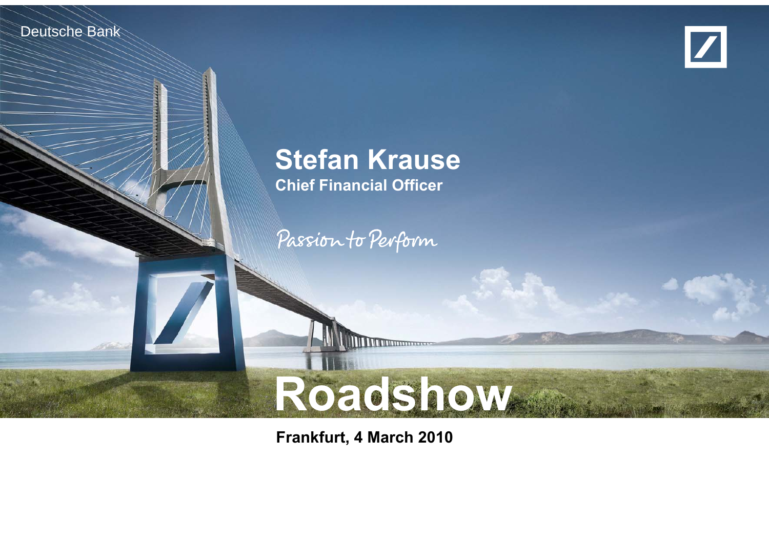Deutsche Bank

# Stefan Krause

## Chief Financial Officer

Passion to Perform

# Roadshow

**Frankfurt, 4 March 2010**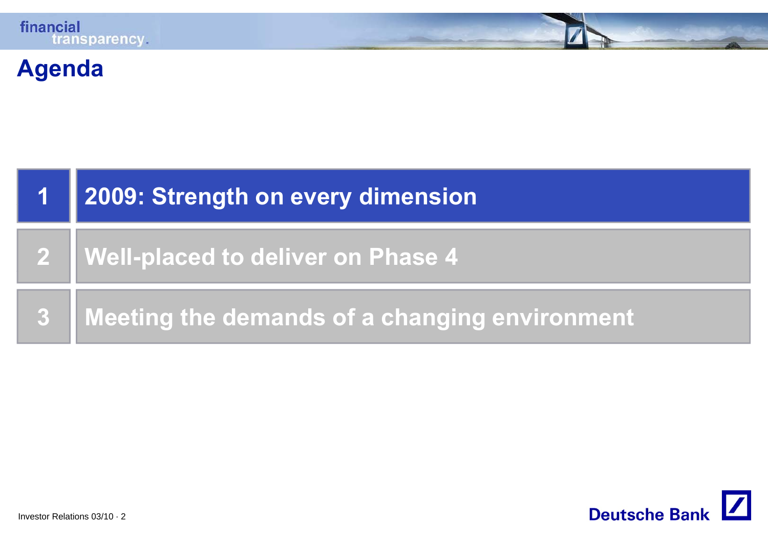# Agenda

1. 2009: Strength on every dimension
2. Well-placed to deliver on Phase 4
3. Meeting the demands of a changing environment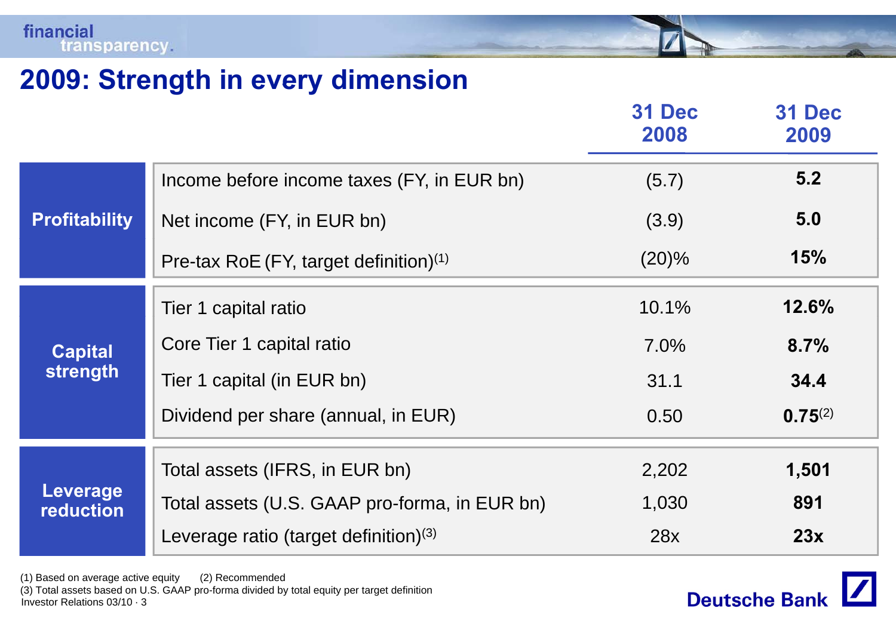# 2009: Strength in every dimension

| | | 31 Dec 2008 | 31 Dec 2009 |
|---|---|---|---|
| **Profitability** | Income before income taxes (FY, in EUR bn) | (5.7) | **5.2** |
| | Net income (FY, in EUR bn) | (3.9) | **5.0** |
| | Pre-tax RoE (FY, target definition)[1] | (20)% | **15%** |
| **Capital strength** | Tier 1 capital ratio | 10.1% | **12.6%** |
| | Core Tier 1 capital ratio | 7.0% | **8.7%** |
| | Tier 1 capital (in EUR bn) | 31.1 | **34.4** |
| | Dividend per share (annual, in EUR) | 0.50 | **0.75**[2] |
| **Leverage reduction** | Total assets (IFRS, in EUR bn) | 2,202 | **1,501** |
| | Total assets (U.S. GAAP pro-forma, in EUR bn) | 1,030 | **891** |
| | Leverage ratio (target definition)[3] | 28x | **23x** |

(1) Based on average active equity (2) Recommended
(3) Total assets based on U.S. GAAP pro-forma divided by total equity per target definition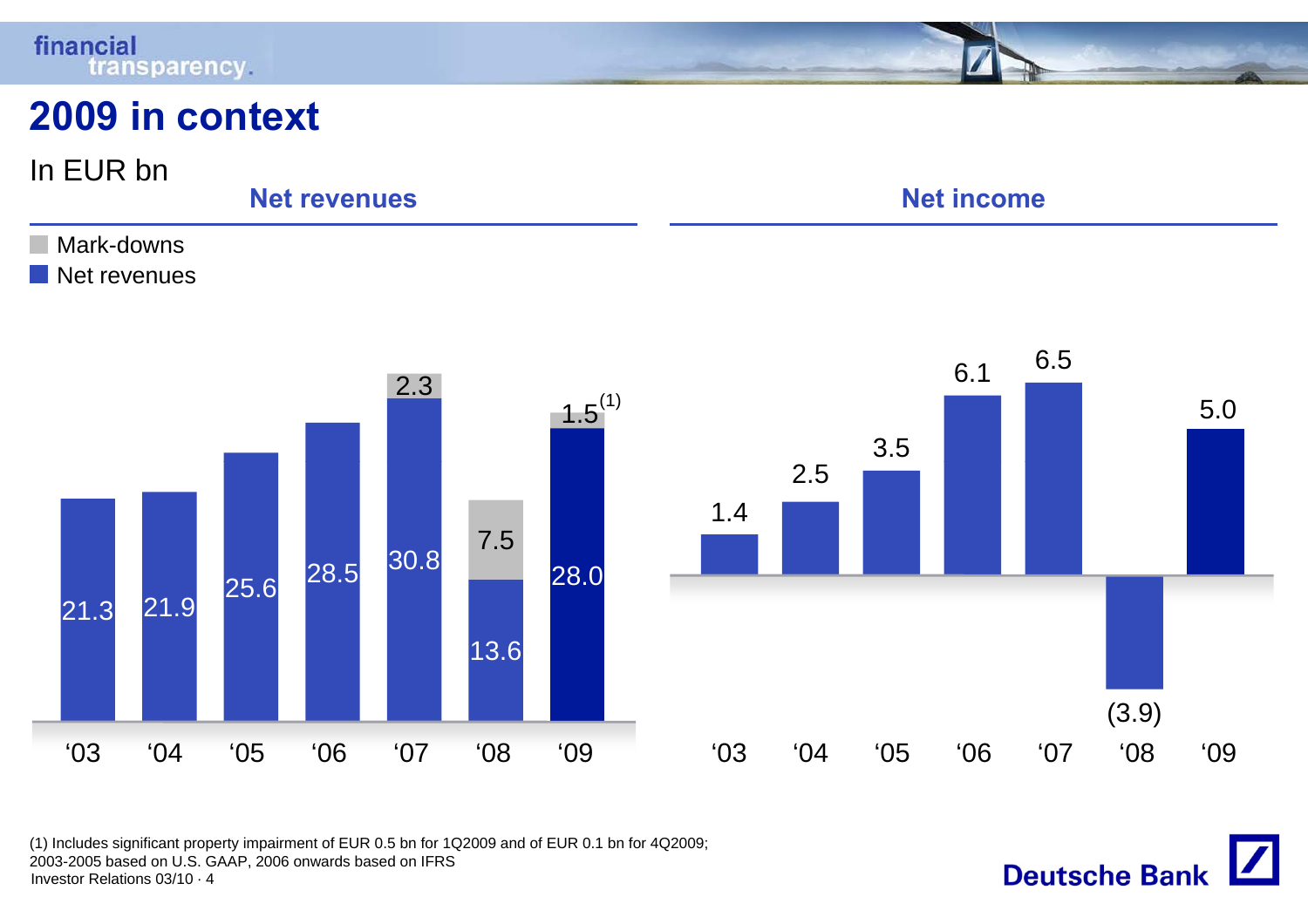# 2009 in context

In EUR bn

## Net revenues

| | '03 | '04 | '05 | '06 | '07 | '08 | '09 |
|---|---|---|---|---|---|---|---|
| Mark-downs | | | | | 2.3 | 7.5 | 1.5 (1) |
| Net revenues | 21.3 | 21.9 | 25.6 | 28.5 | 30.8 | 13.6 | 28.0 |

## Net income

| '03 | '04 | '05 | '06 | '07 | '08 | '09 |
|---|---|---|---|---|---|---|
| 1.4 | 2.5 | 3.5 | 6.1 | 6.5 | (3.9) | 5.0 |

(1) Includes significant property impairment of EUR 0.5 bn for 1Q2009 and of EUR 0.1 bn for 4Q2009;
2003-2005 based on U.S. GAAP, 2006 onwards based on IFRS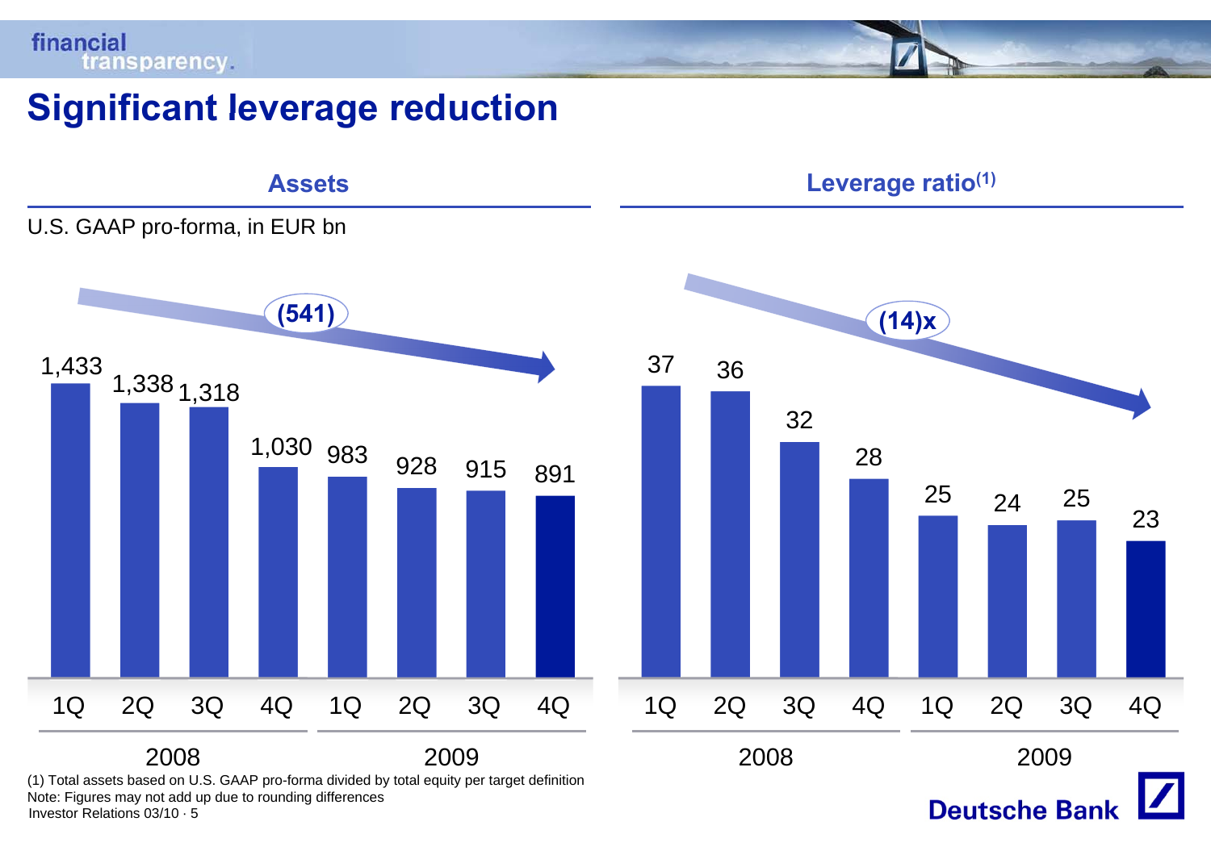# Significant leverage reduction

## Assets

U.S. GAAP pro-forma, in EUR bn

(541)

1,433
1,338
1,318
1,030
983
928
915
891

1Q 2Q 3Q 4Q 1Q 2Q 3Q 4Q

2008 2009

## Leverage ratio[1]

(14)x

37
36
32
28
25
24
25
23

1Q 2Q 3Q 4Q 1Q 2Q 3Q 4Q

2008 2009

(1) Total assets based on U.S. GAAP pro-forma divided by total equity per target definition
Note: Figures may not add up due to rounding differences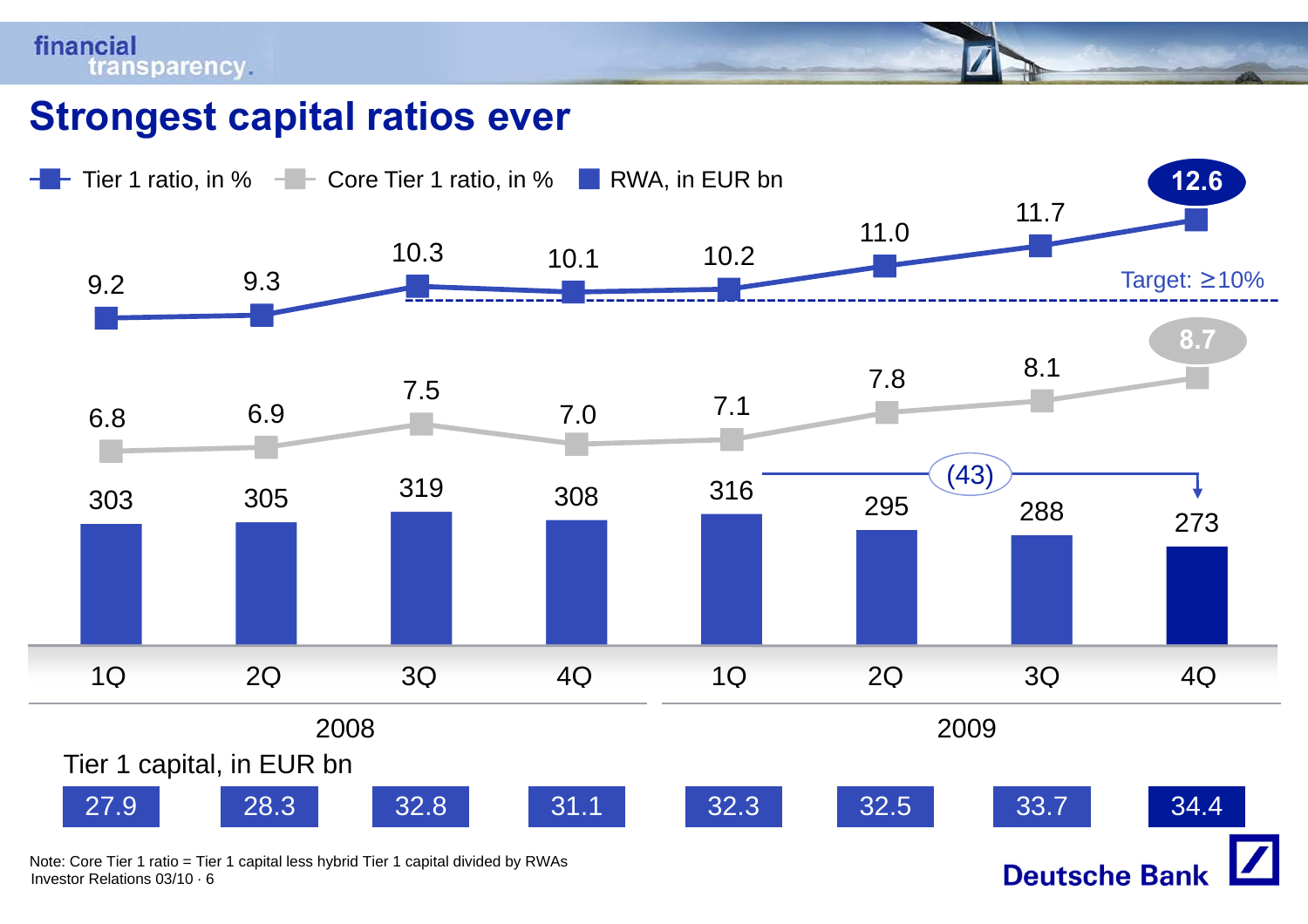# Strongest capital ratios ever

Tier 1 ratio, in %
Core Tier 1 ratio, in %
RWA, in EUR bn

Tier 1 ratio: 9.2, 9.3, 10.3, 10.1, 10.2, 11.0, 11.7, 12.6

Target: ≥10%

Core Tier 1 ratio: 6.8, 6.9, 7.5, 7.0, 7.1, 7.8, 8.1, 8.7

RWA: 303, 305, 319, 308, 316, 295, 288, 273

(43)

1Q 2Q 3Q 4Q
2008

1Q 2Q 3Q 4Q
2009

Tier 1 capital, in EUR bn

27.9 28.3 32.8 31.1 32.3 32.5 33.7 34.4

Note: Core Tier 1 ratio = Tier 1 capital less hybrid Tier 1 capital divided by RWAs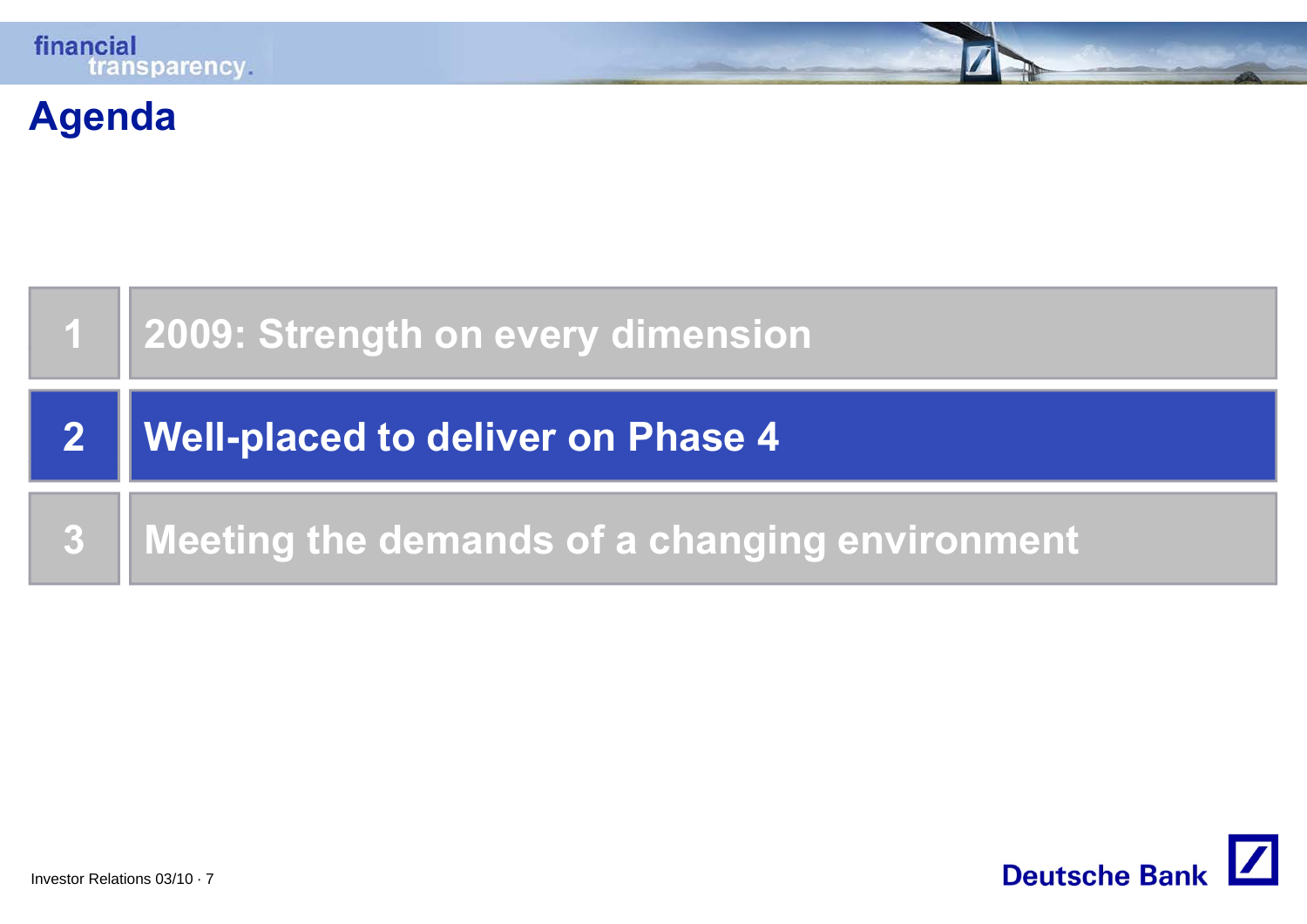# Agenda

1. 2009: Strength on every dimension
2. **Well-placed to deliver on Phase 4**
3. Meeting the demands of a changing environment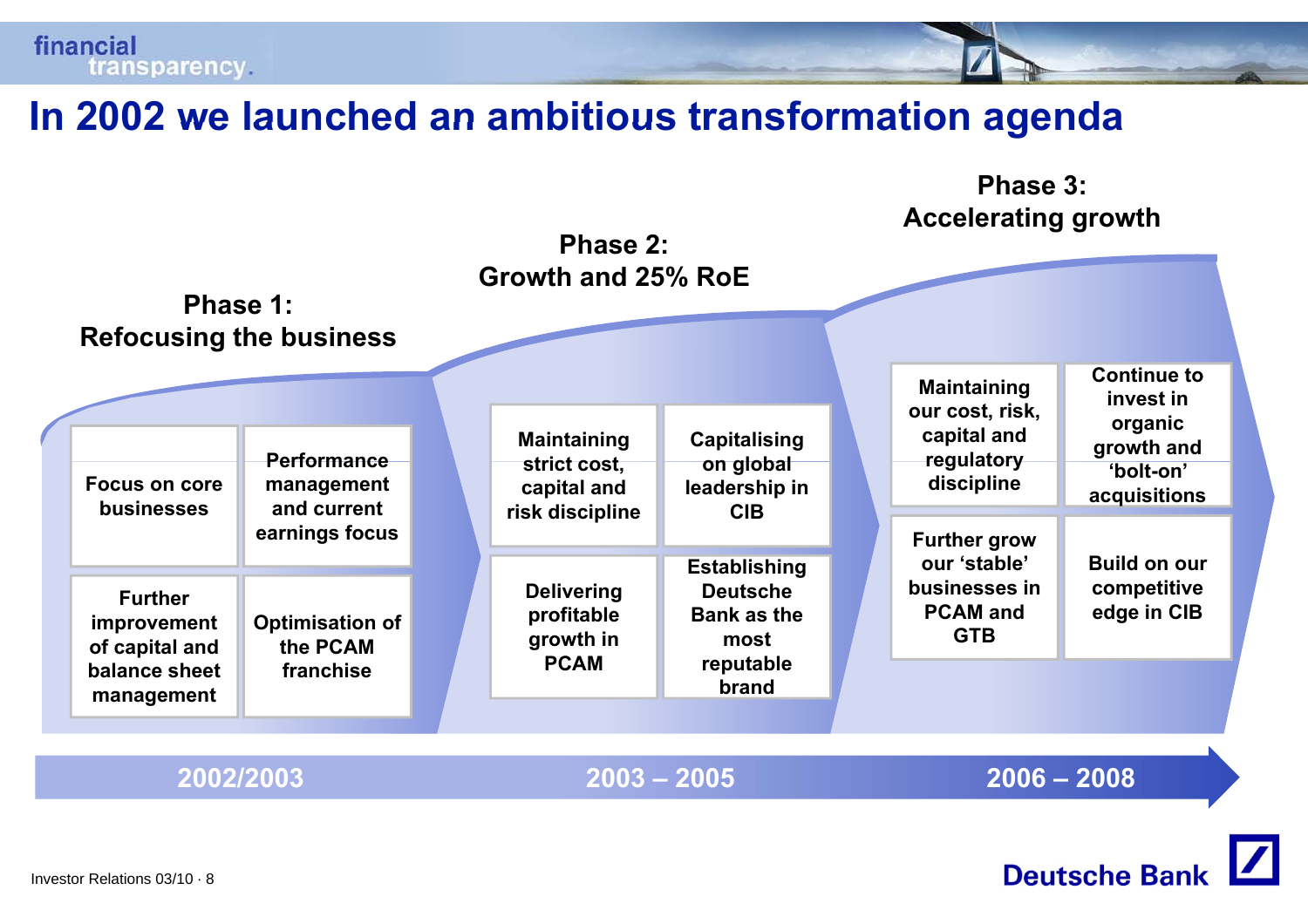# In 2002 we launched an ambitious transformation agenda

## Phase 1: Refocusing the business

2002/2003

- Focus on core businesses
- Performance management and current earnings focus
- Further improvement of capital and balance sheet management
- Optimisation of the PCAM franchise

## Phase 2: Growth and 25% RoE

2003 – 2005

- Maintaining strict cost, capital and risk discipline
- Capitalising on global leadership in CIB
- Delivering profitable growth in PCAM
- Establishing Deutsche Bank as the most reputable brand

## Phase 3: Accelerating growth

2006 – 2008

- Maintaining our cost, risk, capital and regulatory discipline
- Continue to invest in organic growth and 'bolt-on' acquisitions
- Further grow our 'stable' businesses in PCAM and GTB
- Build on our competitive edge in CIB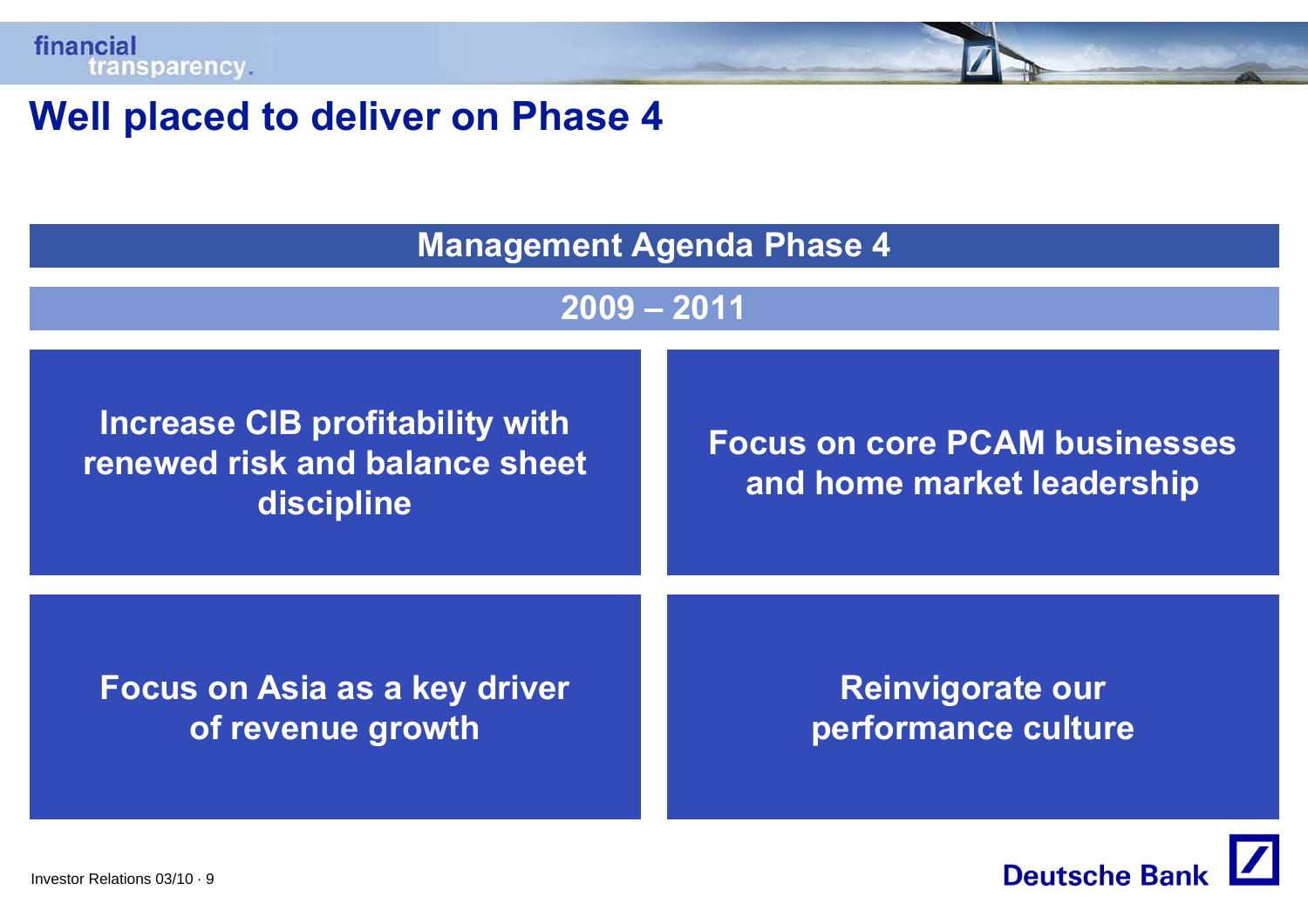# Well placed to deliver on Phase 4

## Management Agenda Phase 4

### 2009 – 2011

**Increase CIB profitability with renewed risk and balance sheet discipline**

**Focus on core PCAM businesses and home market leadership**

**Focus on Asia as a key driver of revenue growth**

**Reinvigorate our performance culture**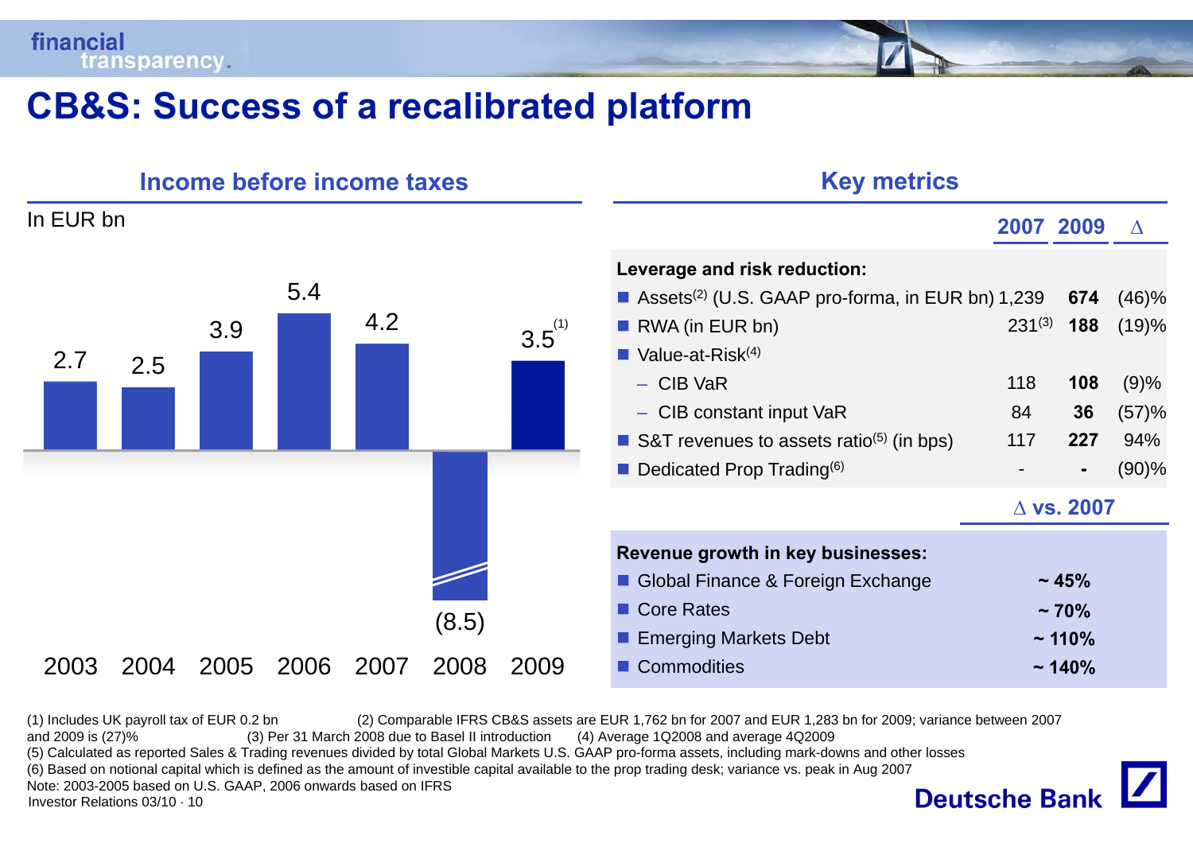# CB&S: Success of a recalibrated platform

## Income before income taxes

In EUR bn

2.7
2.5
3.9
5.4
4.2
(8.5)
3.5[(1)]

2003 2004 2005 2006 2007 2008 2009

## Key metrics

| | 2007 | 2009 | ∆ |
|---|---|---|---|
| **Leverage and risk reduction:** | | | |
| ■ Assets[(2)] (U.S. GAAP pro-forma, in EUR bn) | 1,239 | **674** | (46)% |
| ■ RWA (in EUR bn) | 231[(3)] | **188** | (19)% |
| ■ Value-at-Risk[(4)] | | | |
| – CIB VaR | 118 | **108** | (9)% |
| – CIB constant input VaR | 84 | **36** | (57)% |
| ■ S&T revenues to assets ratio[(5)] (in bps) | 117 | **227** | 94% |
| ■ Dedicated Prop Trading[(6)] | - | **-** | (90)% |

| | ∆ vs. 2007 |
|---|---|
| **Revenue growth in key businesses:** | |
| ■ Global Finance & Foreign Exchange | **~ 45%** |
| ■ Core Rates | **~ 70%** |
| ■ Emerging Markets Debt | **~ 110%** |
| ■ Commodities | **~ 140%** |

(1) Includes UK payroll tax of EUR 0.2 bn (2) Comparable IFRS CB&S assets are EUR 1,762 bn for 2007 and EUR 1,283 bn for 2009; variance between 2007 and 2009 is (27)% (3) Per 31 March 2008 due to Basel II introduction (4) Average 1Q2008 and average 4Q2009
(5) Calculated as reported Sales & Trading revenues divided by total Global Markets U.S. GAAP pro-forma assets, including mark-downs and other losses
(6) Based on notional capital which is defined as the amount of investible capital available to the prop trading desk; variance vs. peak in Aug 2007
Note: 2003-2005 based on U.S. GAAP, 2006 onwards based on IFRS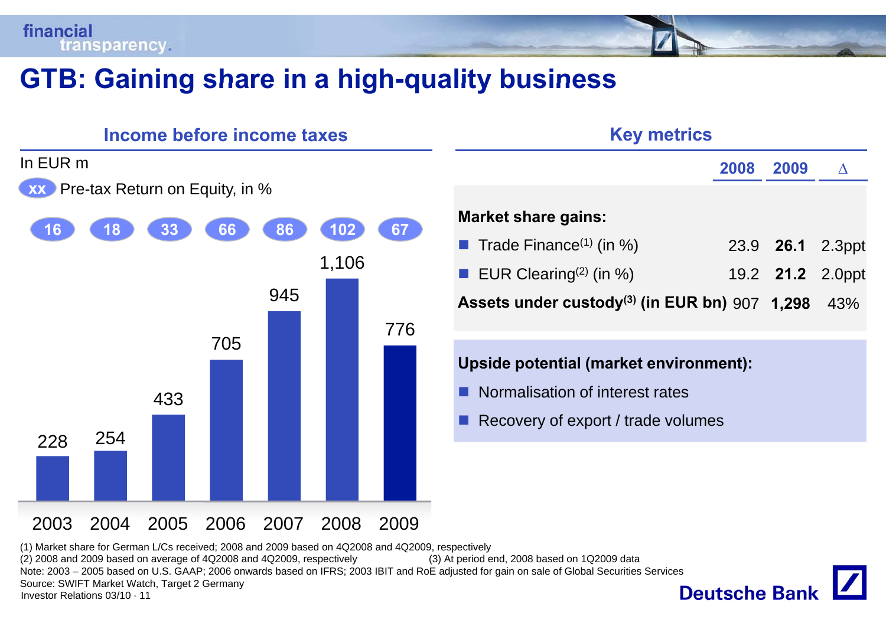# GTB: Gaining share in a high-quality business

## Income before income taxes

In EUR m

xx Pre-tax Return on Equity, in %

16 18 33 66 86 102 67

228 254 433 705 945 1,106 776

2003 2004 2005 2006 2007 2008 2009

## Key metrics

| | 2008 | 2009 | ∆ |
|---|---|---|---|
| **Market share gains:** | | | |
| Trade Finance[1] (in %) | 23.9 | **26.1** | 2.3ppt |
| EUR Clearing[2] (in %) | 19.2 | **21.2** | 2.0ppt |
| **Assets under custody[3] (in EUR bn)** | 907 | **1,298** | 43% |

**Upside potential (market environment):**

- Normalisation of interest rates
- Recovery of export / trade volumes

(1) Market share for German L/Cs received; 2008 and 2009 based on 4Q2008 and 4Q2009, respectively
(2) 2008 and 2009 based on average of 4Q2008 and 4Q2009, respectively (3) At period end, 2008 based on 1Q2009 data
Note: 2003 – 2005 based on U.S. GAAP; 2006 onwards based on IFRS; 2003 IBIT and RoE adjusted for gain on sale of Global Securities Services
Source: SWIFT Market Watch, Target 2 Germany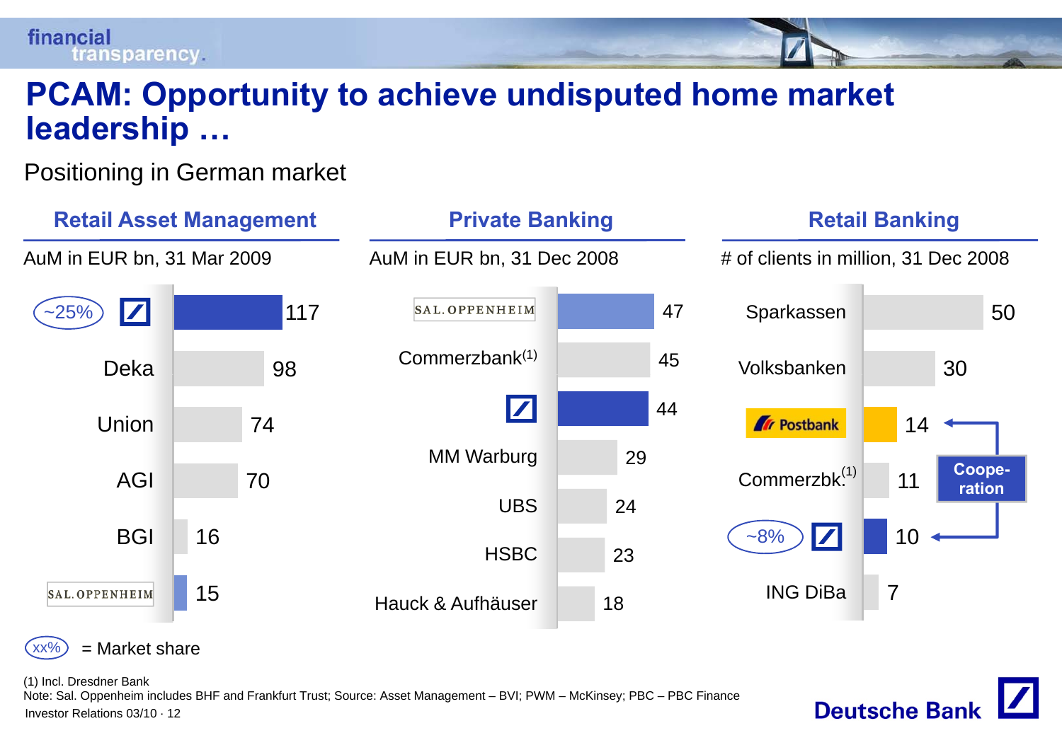# PCAM: Opportunity to achieve undisputed home market leadership …

Positioning in German market

## Retail Asset Management

AuM in EUR bn, 31 Mar 2009

~25%
117
Deka 98
Union 74
AGI 70
BGI 16
SAL. OPPENHEIM 15

## Private Banking

AuM in EUR bn, 31 Dec 2008

SAL. OPPENHEIM 47
Commerzbank(1) 45
44
MM Warburg 29
UBS 24
HSBC 23
Hauck & Aufhäuser 18

## Retail Banking

# of clients in million, 31 Dec 2008

Sparkassen 50
Volksbanken 30
Postbank 14
Commerzbk.(1) 11
~8% 10
ING DiBa 7

Cooperation

xx% = Market share

(1) Incl. Dresdner Bank

Note: Sal. Oppenheim includes BHF and Frankfurt Trust; Source: Asset Management – BVI; PWM – McKinsey; PBC – PBC Finance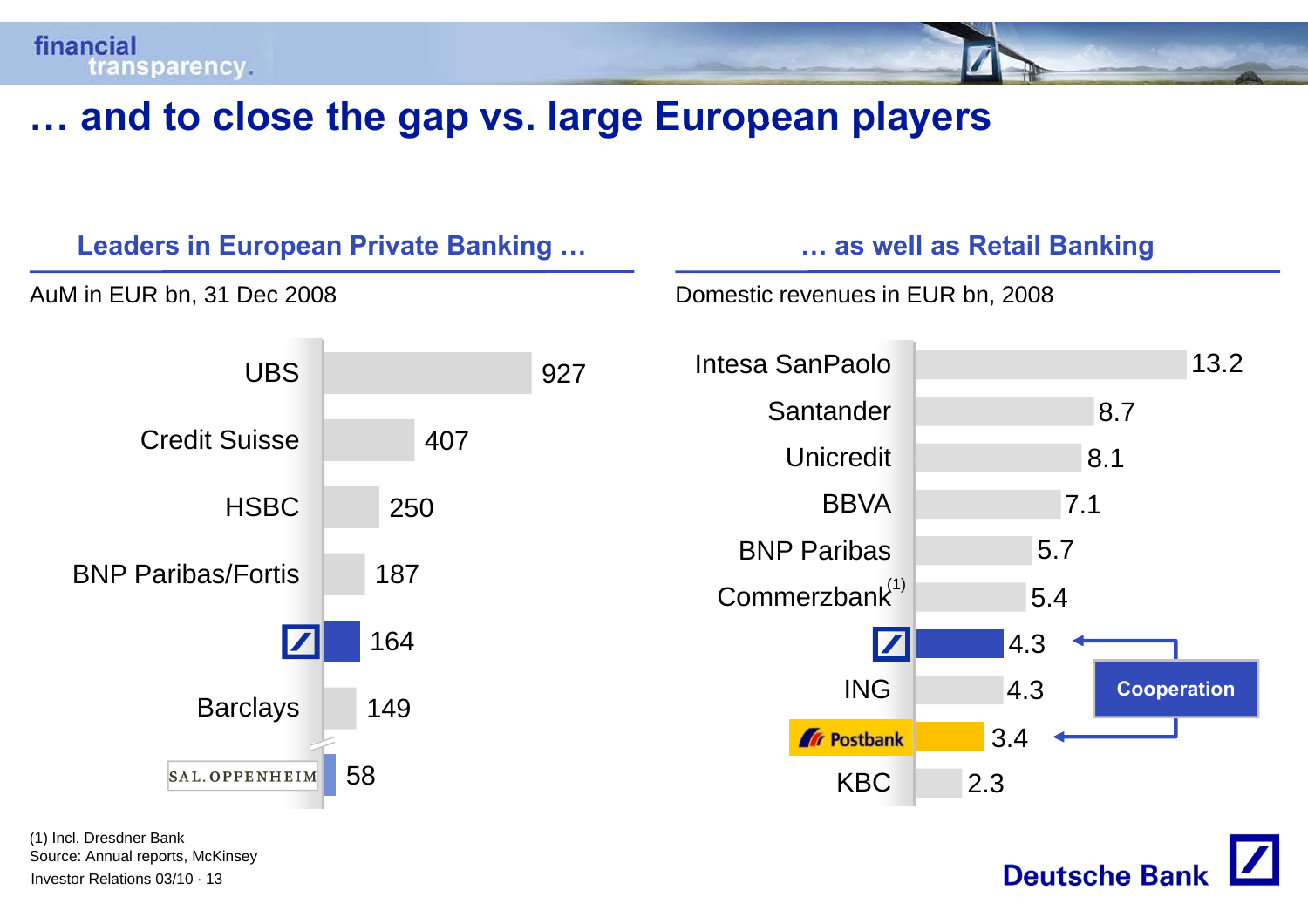# … and to close the gap vs. large European players

## Leaders in European Private Banking …

AuM in EUR bn, 31 Dec 2008

UBS 927

Credit Suisse 407

HSBC 250

BNP Paribas/Fortis 187

164

Barclays 149

SAL. OPPENHEIM 58

## … as well as Retail Banking

Domestic revenues in EUR bn, 2008

Intesa SanPaolo 13.2

Santander 8.7

Unicredit 8.1

BBVA 7.1

BNP Paribas 5.7

Commerzbank(1) 5.4

4.3

ING 4.3

Postbank 3.4

KBC 2.3

Cooperation

(1) Incl. Dresdner Bank

Source: Annual reports, McKinsey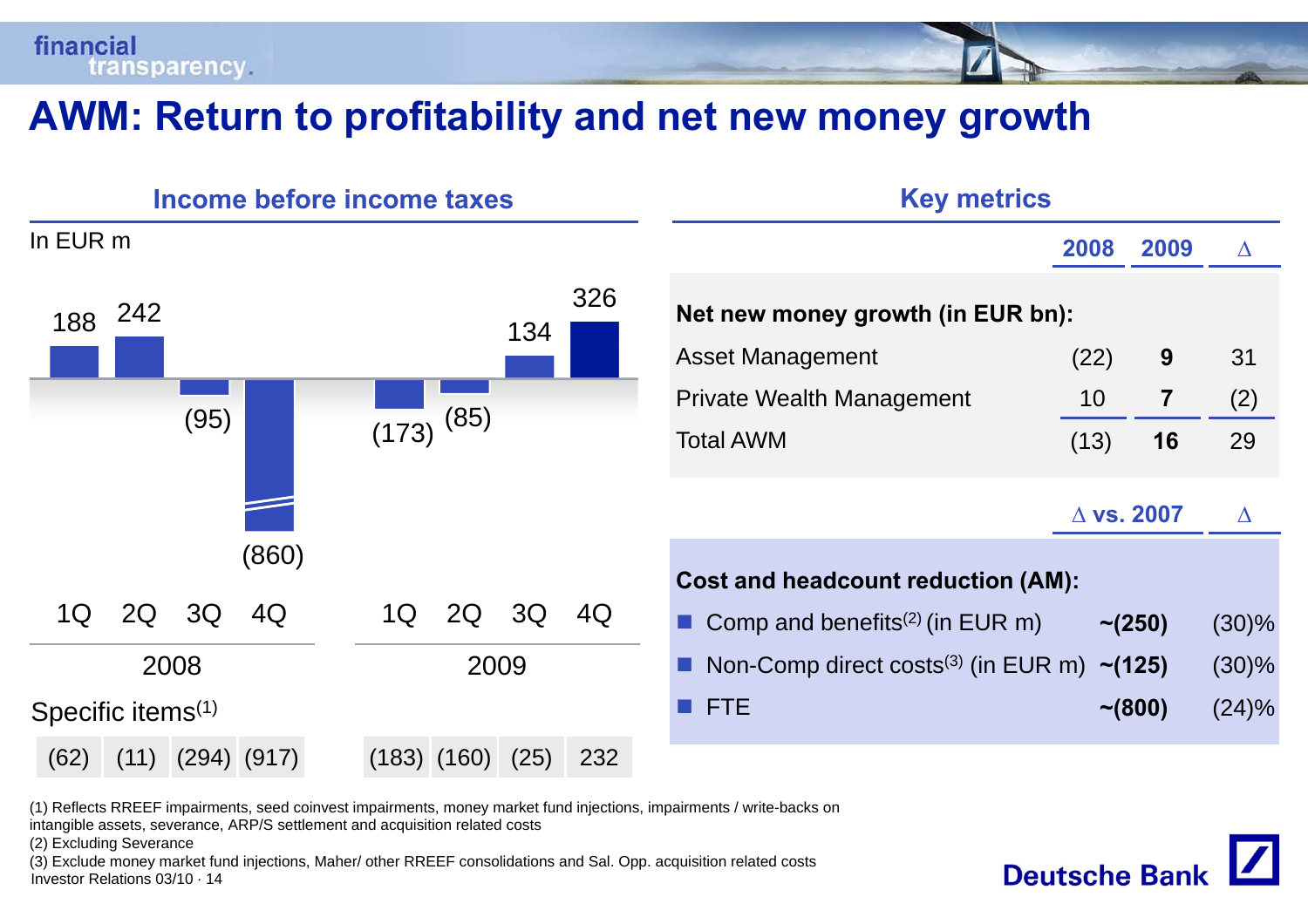# AWM: Return to profitability and net new money growth

## Income before income taxes

In EUR m

188 242 (95) (860) (173) (85) 134 326

1Q 2Q 3Q 4Q 1Q 2Q 3Q 4Q

2008 2009

Specific items(1)

(62) (11) (294) (917) (183) (160) (25) 232

## Key metrics

| | 2008 | 2009 | ∆ |
|---|---|---|---|
| **Net new money growth (in EUR bn):** | | | |
| Asset Management | (22) | **9** | 31 |
| Private Wealth Management | 10 | **7** | (2) |
| Total AWM | (13) | **16** | 29 |

| | ∆ vs. 2007 | ∆ |
|---|---|---|
| **Cost and headcount reduction (AM):** | | |
| Comp and benefits(2) (in EUR m) | **~(250)** | (30)% |
| Non-Comp direct costs(3) (in EUR m) | **~(125)** | (30)% |
| FTE | **~(800)** | (24)% |

(1) Reflects RREEF impairments, seed coinvest impairments, money market fund injections, impairments / write-backs on intangible assets, severance, ARP/S settlement and acquisition related costs
(2) Excluding Severance
(3) Exclude money market fund injections, Maher/ other RREEF consolidations and Sal. Opp. acquisition related costs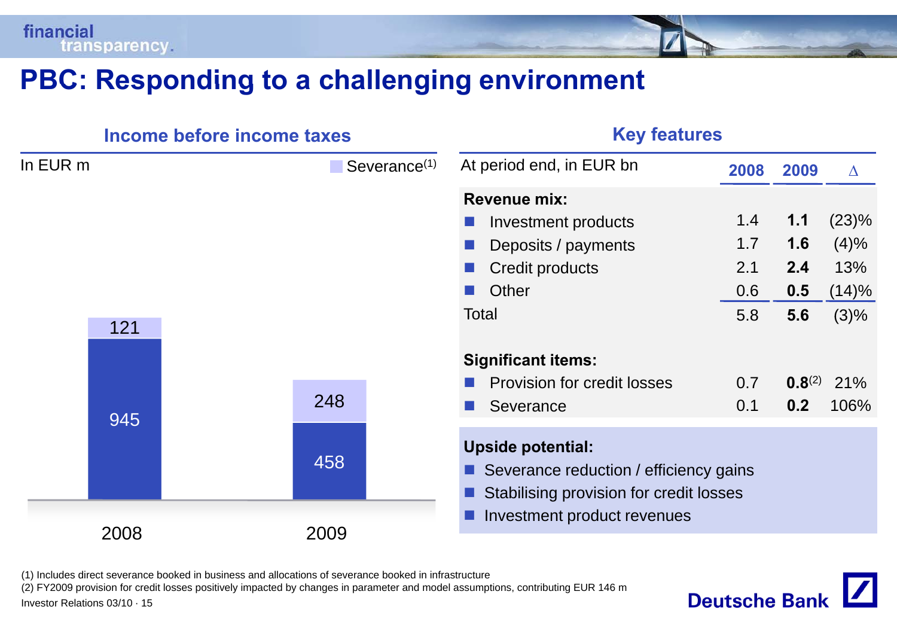# PBC: Responding to a challenging environment

## Income before income taxes

In EUR m

Severance(1)

121

945

248

458

2008

2009

## Key features

| At period end, in EUR bn | 2008 | 2009 | Δ |
|---|---|---|---|
| **Revenue mix:** | | | |
| Investment products | 1.4 | **1.1** | (23)% |
| Deposits / payments | 1.7 | **1.6** | (4)% |
| Credit products | 2.1 | **2.4** | 13% |
| Other | 0.6 | **0.5** | (14)% |
| Total | 5.8 | **5.6** | (3)% |
| **Significant items:** | | | |
| Provision for credit losses | 0.7 | **0.8**(2) | 21% |
| Severance | 0.1 | **0.2** | 106% |

**Upside potential:**

- Severance reduction / efficiency gains
- Stabilising provision for credit losses
- Investment product revenues

(1) Includes direct severance booked in business and allocations of severance booked in infrastructure

(2) FY2009 provision for credit losses positively impacted by changes in parameter and model assumptions, contributing EUR 146 m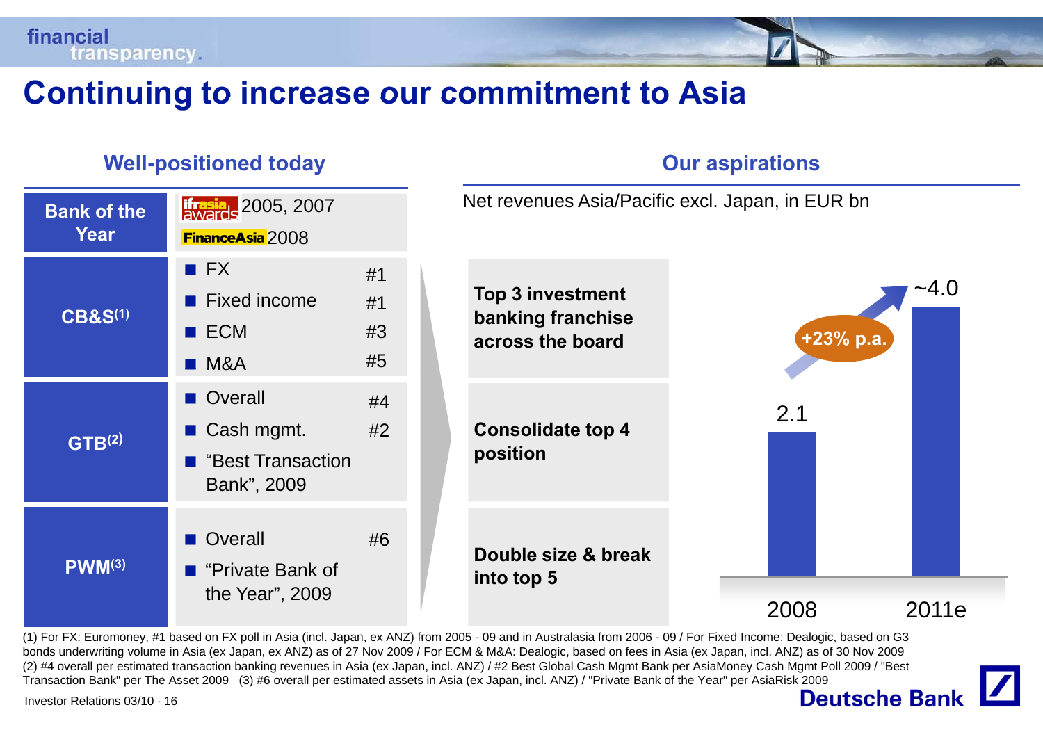# Continuing to increase our commitment to Asia

## Well-positioned today

| | | |
|---|---|---|
| **Bank of the Year** | ifrasia awards 2005, 2007<br>FinanceAsia 2008 | |
| **CB&S[1]** | FX | #1 |
| | Fixed income | #1 |
| | ECM | #3 |
| | M&A | #5 |
| **GTB[2]** | Overall | #4 |
| | Cash mgmt. | #2 |
| | "Best Transaction Bank", 2009 | |
| **PWM[3]** | Overall | #6 |
| | "Private Bank of the Year", 2009 | |

## Our aspirations

Net revenues Asia/Pacific excl. Japan, in EUR bn

- **Top 3 investment banking franchise across the board**
- **Consolidate top 4 position**
- **Double size & break into top 5**

+23% p.a.

2.1

~4.0

2008

2011e

(1) For FX: Euromoney, #1 based on FX poll in Asia (incl. Japan, ex ANZ) from 2005 - 09 and in Australasia from 2006 - 09 / For Fixed Income: Dealogic, based on G3 bonds underwriting volume in Asia (ex Japan, ex ANZ) as of 27 Nov 2009 / For ECM & M&A: Dealogic, based on fees in Asia (ex Japan, incl. ANZ) as of 30 Nov 2009
(2) #4 overall per estimated transaction banking revenues in Asia (ex Japan, incl. ANZ) / #2 Best Global Cash Mgmt Bank per AsiaMoney Cash Mgmt Poll 2009 / "Best Transaction Bank" per The Asset 2009 (3) #6 overall per estimated assets in Asia (ex Japan, incl. ANZ) / "Private Bank of the Year" per AsiaRisk 2009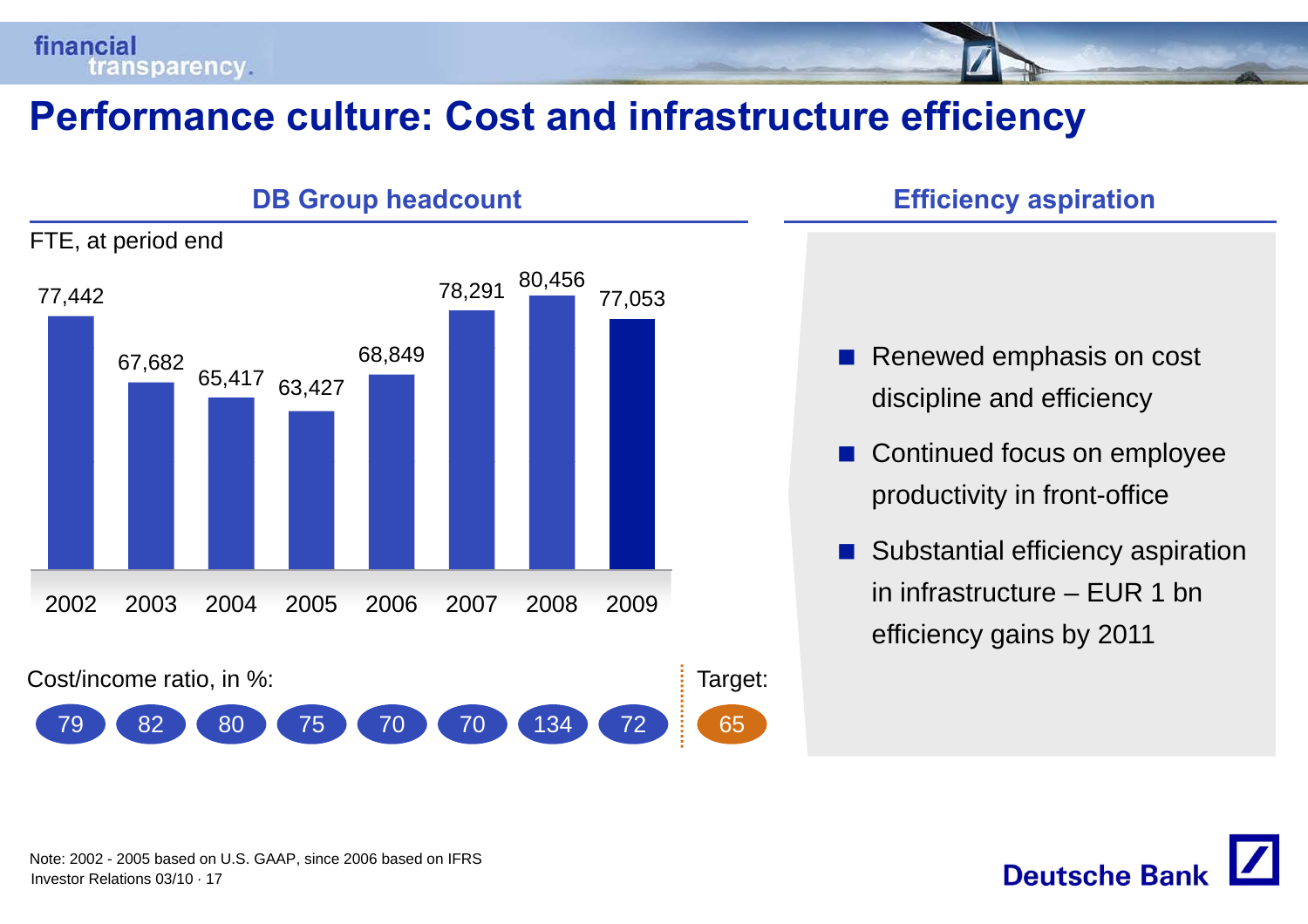# Performance culture: Cost and infrastructure efficiency

## DB Group headcount

FTE, at period end

77,442
67,682
65,417
63,427
68,849
78,291
80,456
77,053

2002 2003 2004 2005 2006 2007 2008 2009

Cost/income ratio, in %:

79 82 80 75 70 70 134 72

Target: 65

## Efficiency aspiration

- Renewed emphasis on cost discipline and efficiency
- Continued focus on employee productivity in front-office
- Substantial efficiency aspiration in infrastructure – EUR 1 bn efficiency gains by 2011

Note: 2002 - 2005 based on U.S. GAAP, since 2006 based on IFRS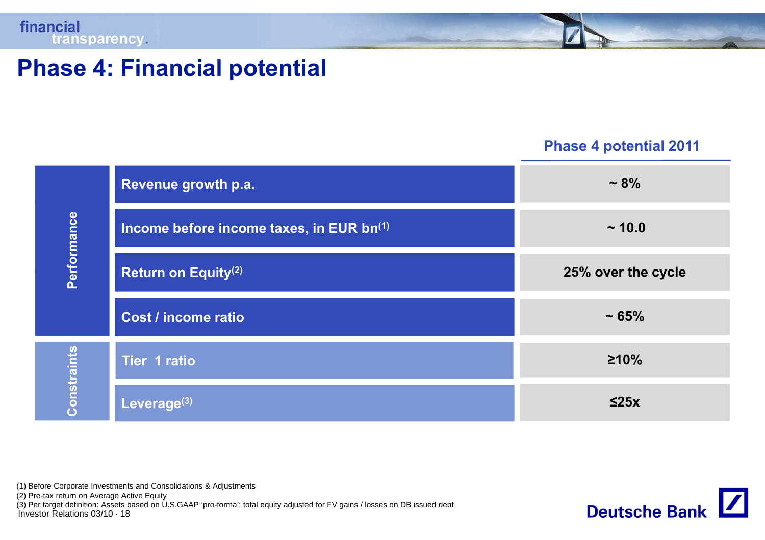# Phase 4: Financial potential

| | | Phase 4 potential 2011 |
|---|---|---|
| Performance | Revenue growth p.a. | ~ 8% |
| | Income before income taxes, in EUR bn[1] | ~ 10.0 |
| | Return on Equity[2] | 25% over the cycle |
| | Cost / income ratio | ~ 65% |
| Constraints | Tier 1 ratio | ≥10% |
| | Leverage[3] | ≤25x |

(1) Before Corporate Investments and Consolidations & Adjustments
(2) Pre-tax return on Average Active Equity
(3) Per target definition: Assets based on U.S.GAAP 'pro-forma'; total equity adjusted for FV gains / losses on DB issued debt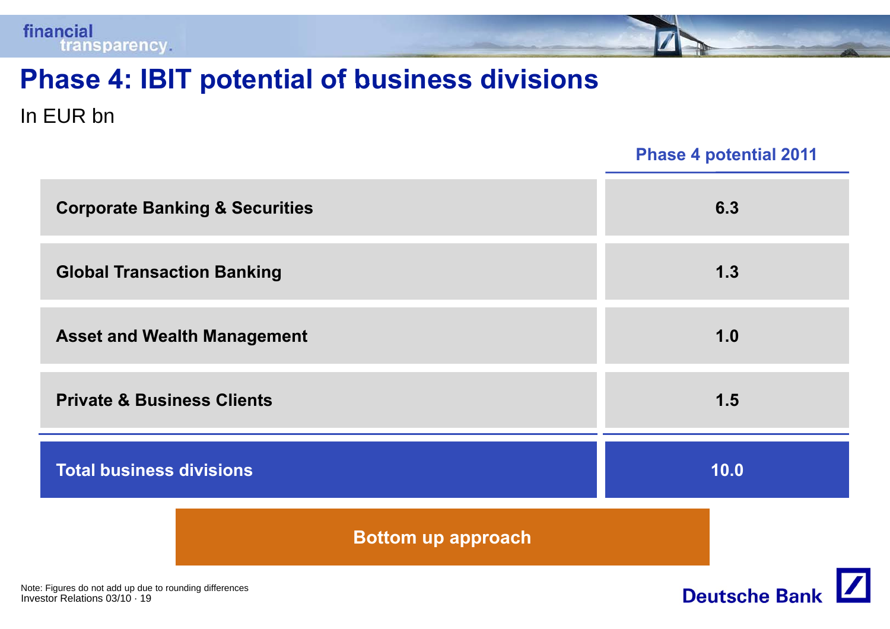# Phase 4: IBIT potential of business divisions

In EUR bn

| | Phase 4 potential 2011 |
|---|---|
| Corporate Banking & Securities | 6.3 |
| Global Transaction Banking | 1.3 |
| Asset and Wealth Management | 1.0 |
| Private & Business Clients | 1.5 |
| **Total business divisions** | **10.0** |

**Bottom up approach**

Note: Figures do not add up due to rounding differences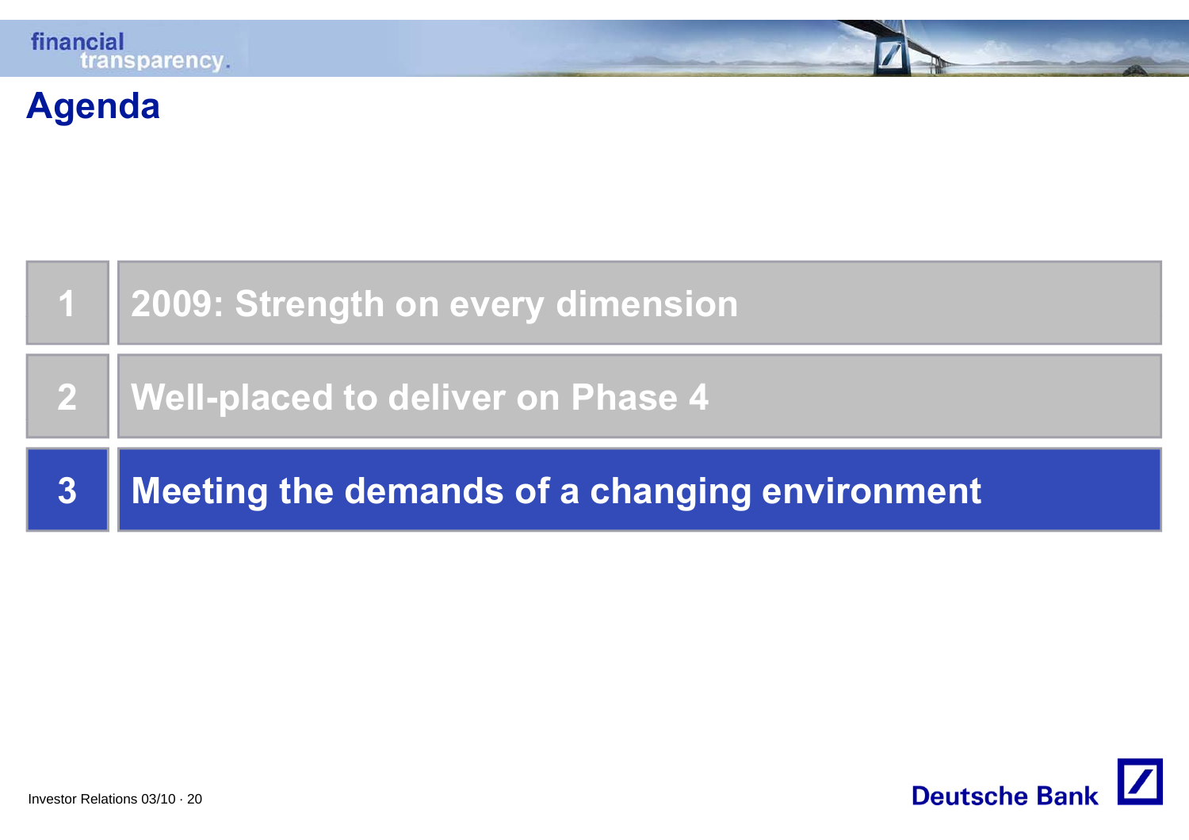# Agenda

| | |
|---|---|
| 1 | 2009: Strength on every dimension |
| 2 | Well-placed to deliver on Phase 4 |
| 3 | Meeting the demands of a changing environment |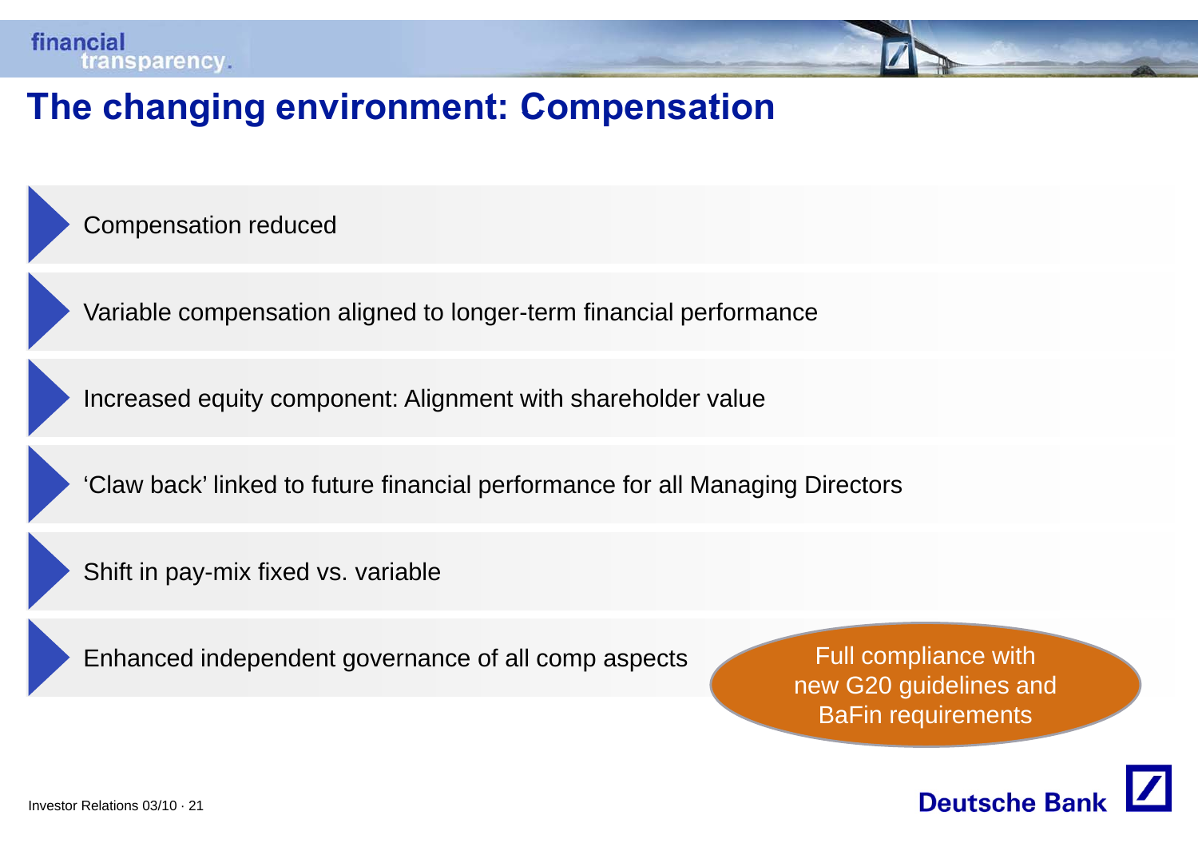# The changing environment: Compensation

- Compensation reduced
- Variable compensation aligned to longer-term financial performance
- Increased equity component: Alignment with shareholder value
- 'Claw back' linked to future financial performance for all Managing Directors
- Shift in pay-mix fixed vs. variable
- Enhanced independent governance of all comp aspects

Full compliance with new G20 guidelines and BaFin requirements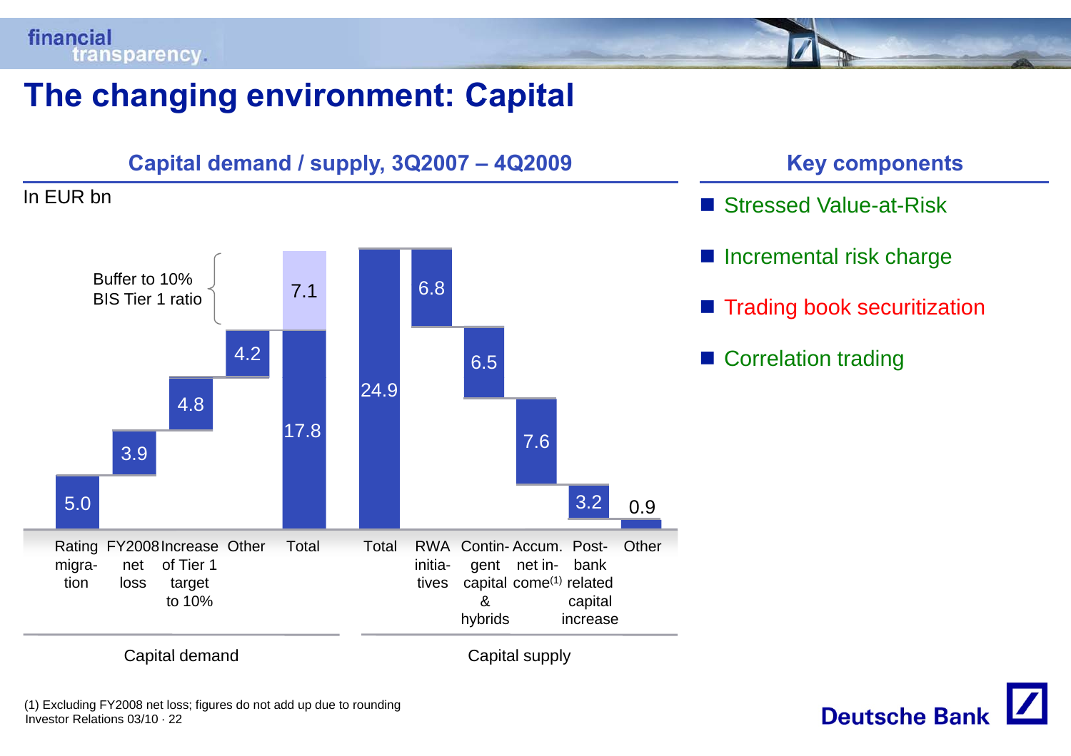# The changing environment: Capital

## Capital demand / supply, 3Q2007 – 4Q2009

In EUR bn

Buffer to 10% BIS Tier 1 ratio

Capital demand:
Rating migration 5.0
FY2008 net loss 3.9
Increase of Tier 1 target to 10% 4.8
Other 4.2
Total 17.8
7.1

Capital supply:
Total 24.9
RWA initiatives 6.8
Contingent capital & hybrids 6.5
Accum. net income[(1)] 7.6
Post-bank related capital increase 3.2
Other 0.9

## Key components

- Stressed Value-at-Risk
- Incremental risk charge
- Trading book securitization
- Correlation trading

(1) Excluding FY2008 net loss; figures do not add up due to rounding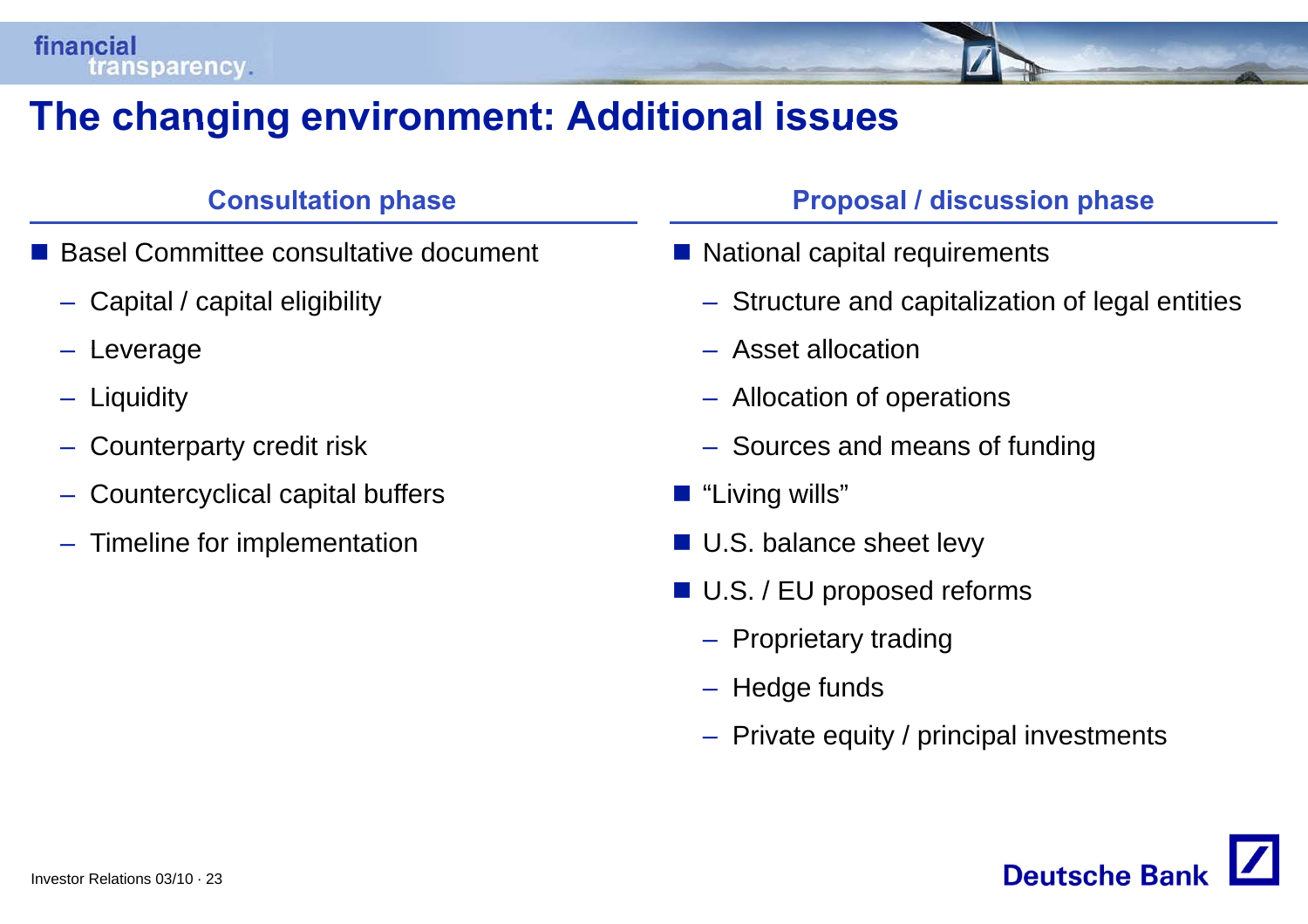# The changing environment: Additional issues

## Consultation phase

- Basel Committee consultative document
  - Capital / capital eligibility
  - Leverage
  - Liquidity
  - Counterparty credit risk
  - Countercyclical capital buffers
  - Timeline for implementation

## Proposal / discussion phase

- National capital requirements
  - Structure and capitalization of legal entities
  - Asset allocation
  - Allocation of operations
  - Sources and means of funding
- "Living wills"
- U.S. balance sheet levy
- U.S. / EU proposed reforms
  - Proprietary trading
  - Hedge funds
  - Private equity / principal investments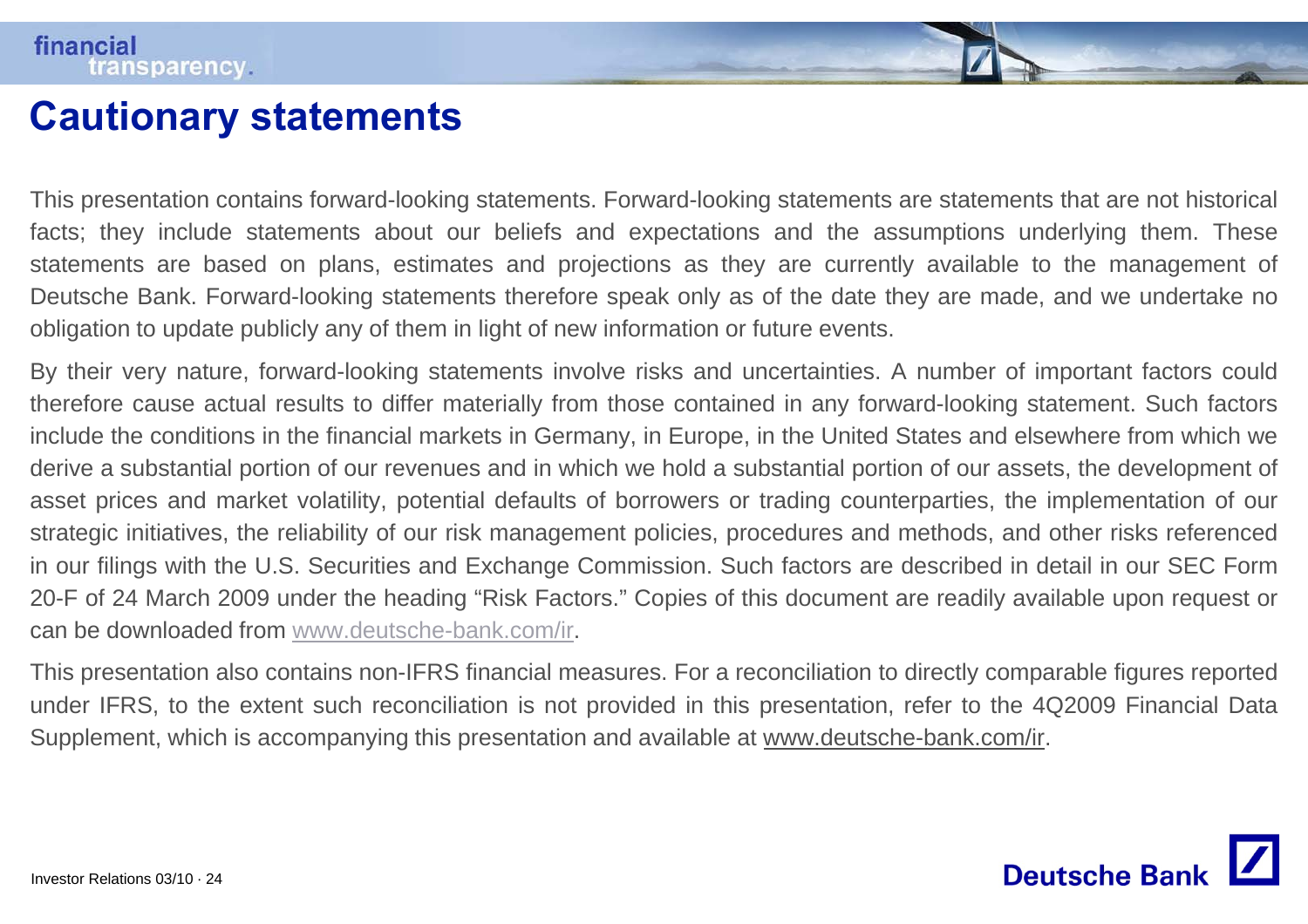# Cautionary statements

This presentation contains forward-looking statements. Forward-looking statements are statements that are not historical facts; they include statements about our beliefs and expectations and the assumptions underlying them. These statements are based on plans, estimates and projections as they are currently available to the management of Deutsche Bank. Forward-looking statements therefore speak only as of the date they are made, and we undertake no obligation to update publicly any of them in light of new information or future events.

By their very nature, forward-looking statements involve risks and uncertainties. A number of important factors could therefore cause actual results to differ materially from those contained in any forward-looking statement. Such factors include the conditions in the financial markets in Germany, in Europe, in the United States and elsewhere from which we derive a substantial portion of our revenues and in which we hold a substantial portion of our assets, the development of asset prices and market volatility, potential defaults of borrowers or trading counterparties, the implementation of our strategic initiatives, the reliability of our risk management policies, procedures and methods, and other risks referenced in our filings with the U.S. Securities and Exchange Commission. Such factors are described in detail in our SEC Form 20-F of 24 March 2009 under the heading "Risk Factors." Copies of this document are readily available upon request or can be downloaded from www.deutsche-bank.com/ir.

This presentation also contains non-IFRS financial measures. For a reconciliation to directly comparable figures reported under IFRS, to the extent such reconciliation is not provided in this presentation, refer to the 4Q2009 Financial Data Supplement, which is accompanying this presentation and available at www.deutsche-bank.com/ir.